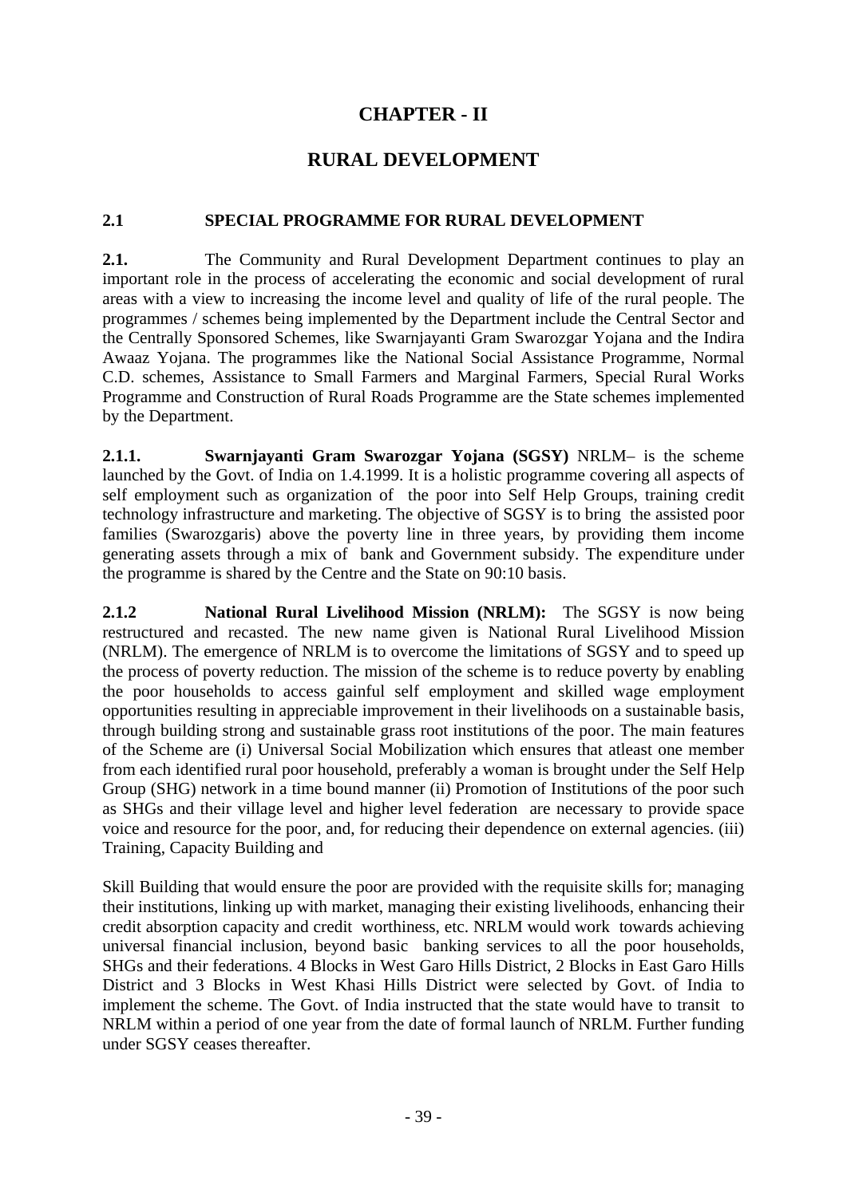# CHAPTER - II

# RURAL DEVELOPMENT

## 2.1 SPECIAL PROGRAMME FOR RURAL DEVELOPMENT

**2.1.** The Community and Rural Development Department continues to play an important role in the process of accelerating the economic and social development of rural areas with a view to increasing the income level and quality of life of the rural people. The programmes / schemes being implemented by the Department include the Central Sector and the Centrally Sponsored Schemes, like Swarnjayanti Gram Swarozgar Yojana and the Indira Awaaz Yojana. The programmes like the National Social Assistance Programme, Normal C.D. schemes, Assistance to Small Farmers and Marginal Farmers, Special Rural Works Programme and Construction of Rural Roads Programme are the State schemes implemented by the Department.

**2.1.1. Swarnjayanti Gram Swarozgar Yojana (SGSY)** NRLM– is the scheme launched by the Govt. of India on 1.4.1999. It is a holistic programme covering all aspects of self employment such as organization of the poor into Self Help Groups, training credit technology infrastructure and marketing. The objective of SGSY is to bring the assisted poor families (Swarozgaris) above the poverty line in three years, by providing them income generating assets through a mix of bank and Government subsidy. The expenditure under the programme is shared by the Centre and the State on 90:10 basis.

**2.1.2 National Rural Livelihood Mission (NRLM):** The SGSY is now being restructured and recasted. The new name given is National Rural Livelihood Mission (NRLM). The emergence of NRLM is to overcome the limitations of SGSY and to speed up the process of poverty reduction. The mission of the scheme is to reduce poverty by enabling the poor households to access gainful self employment and skilled wage employment opportunities resulting in appreciable improvement in their livelihoods on a sustainable basis, through building strong and sustainable grass root institutions of the poor. The main features of the Scheme are (i) Universal Social Mobilization which ensures that atleast one member from each identified rural poor household, preferably a woman is brought under the Self Help Group (SHG) network in a time bound manner (ii) Promotion of Institutions of the poor such as SHGs and their village level and higher level federation are necessary to provide space voice and resource for the poor, and, for reducing their dependence on external agencies. (iii) Training, Capacity Building and

Skill Building that would ensure the poor are provided with the requisite skills for; managing their institutions, linking up with market, managing their existing livelihoods, enhancing their credit absorption capacity and credit worthiness, etc. NRLM would work towards achieving universal financial inclusion, beyond basic banking services to all the poor households, SHGs and their federations. 4 Blocks in West Garo Hills District, 2 Blocks in East Garo Hills District and 3 Blocks in West Khasi Hills District were selected by Govt. of India to implement the scheme. The Govt. of India instructed that the state would have to transit to NRLM within a period of one year from the date of formal launch of NRLM. Further funding under SGSY ceases thereafter.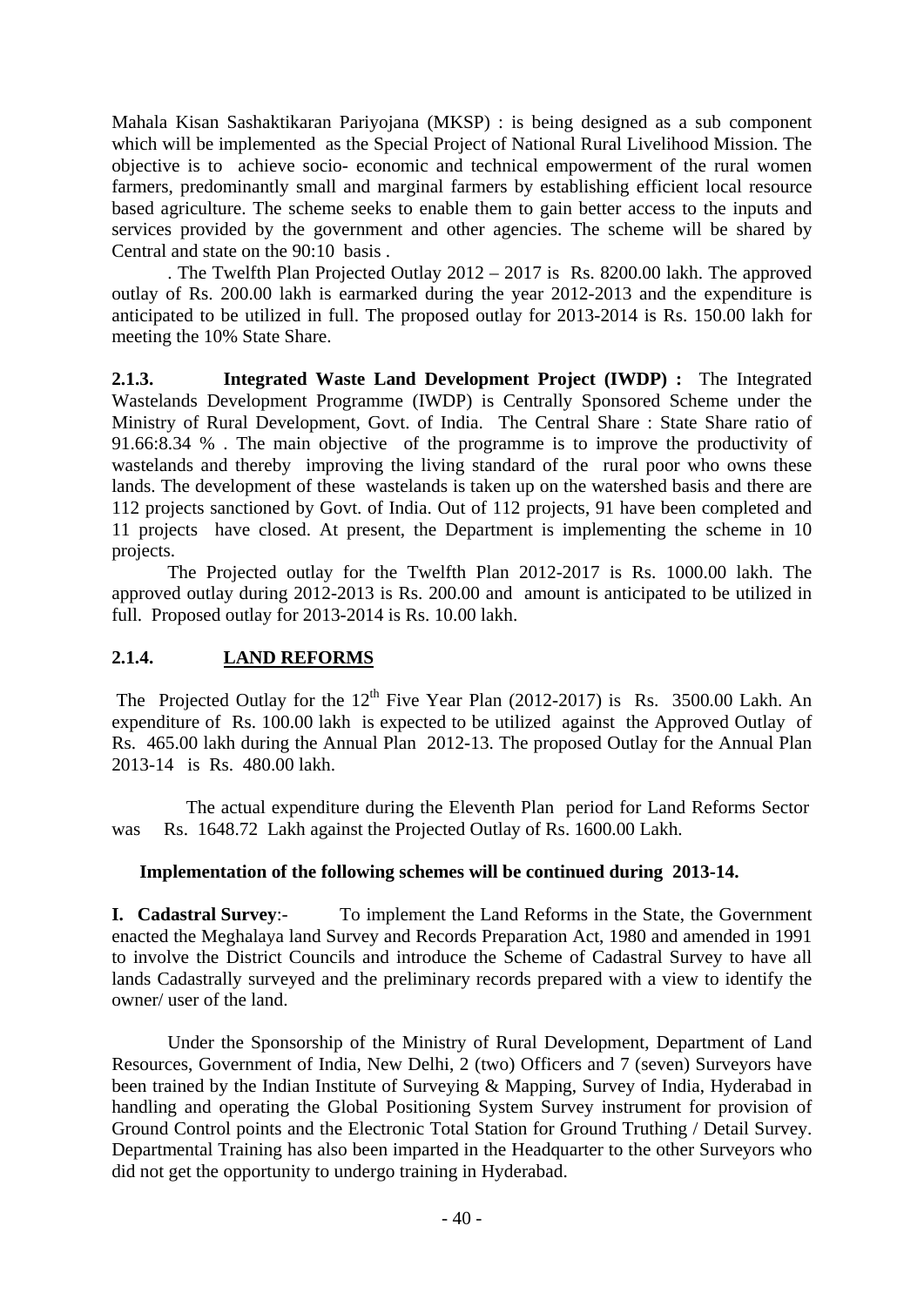Mahala Kisan Sashaktikaran Pariyojana (MKSP) : is being designed as a sub component which will be implemented as the Special Project of National Rural Livelihood Mission. The objective is to achieve socio- economic and technical empowerment of the rural women farmers, predominantly small and marginal farmers by establishing efficient local resource based agriculture. The scheme seeks to enable them to gain better access to the inputs and services provided by the government and other agencies. The scheme will be shared by Central and state on the 90:10 basis .

. The Twelfth Plan Projected Outlay 2012 – 2017 is Rs. 8200.00 lakh. The approved outlay of Rs. 200.00 lakh is earmarked during the year 2012-2013 and the expenditure is anticipated to be utilized in full. The proposed outlay for 2013-2014 is Rs. 150.00 lakh for meeting the 10% State Share.

**2.1.3. Integrated Waste Land Development Project (IWDP) :** The Integrated Wastelands Development Programme (IWDP) is Centrally Sponsored Scheme under the Ministry of Rural Development, Govt. of India. The Central Share : State Share ratio of 91.66:8.34 % . The main objective of the programme is to improve the productivity of wastelands and thereby improving the living standard of the rural poor who owns these lands. The development of these wastelands is taken up on the watershed basis and there are 112 projects sanctioned by Govt. of India. Out of 112 projects, 91 have been completed and 11 projects have closed. At present, the Department is implementing the scheme in 10 projects.

The Projected outlay for the Twelfth Plan 2012-2017 is Rs. 1000.00 lakh. The approved outlay during 2012-2013 is Rs. 200.00 and amount is anticipated to be utilized in full. Proposed outlay for 2013-2014 is Rs. 10.00 lakh.

## 2.1.4. LAND REFORMS

The Projected Outlay for the 12th Five Year Plan (2012-2017) is Rs. 3500.00 Lakh. An expenditure of Rs. 100.00 lakh is expected to be utilized against the Approved Outlay of Rs. 465.00 lakh during the Annual Plan 2012-13. The proposed Outlay for the Annual Plan 2013-14 is Rs. 480.00 lakh.

The actual expenditure during the Eleventh Plan period for Land Reforms Sector was Rs. 1648.72 Lakh against the Projected Outlay of Rs. 1600.00 Lakh.

**Implementation of the following schemes will be continued during 2013-14.**

**I. Cadastral Survey**:- To implement the Land Reforms in the State, the Government enacted the Meghalaya land Survey and Records Preparation Act, 1980 and amended in 1991 to involve the District Councils and introduce the Scheme of Cadastral Survey to have all lands Cadastrally surveyed and the preliminary records prepared with a view to identify the owner/ user of the land.

Under the Sponsorship of the Ministry of Rural Development, Department of Land Resources, Government of India, New Delhi, 2 (two) Officers and 7 (seven) Surveyors have been trained by the Indian Institute of Surveying & Mapping, Survey of India, Hyderabad in handling and operating the Global Positioning System Survey instrument for provision of Ground Control points and the Electronic Total Station for Ground Truthing / Detail Survey. Departmental Training has also been imparted in the Headquarter to the other Surveyors who did not get the opportunity to undergo training in Hyderabad.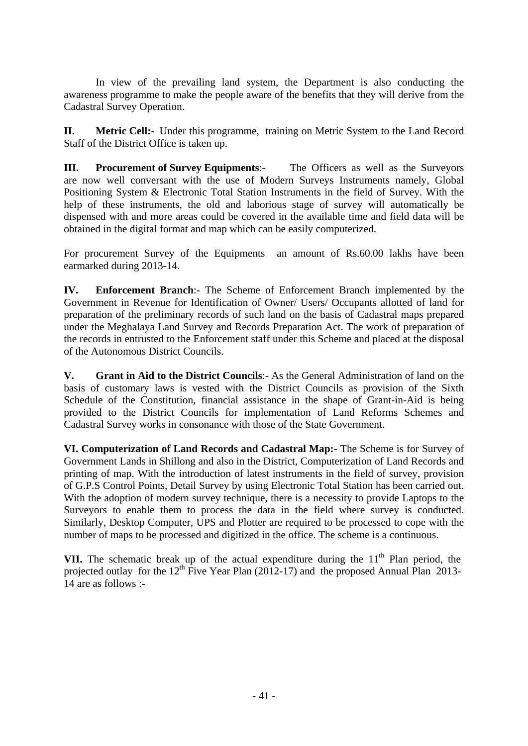In view of the prevailing land system, the Department is also conducting the awareness programme to make the people aware of the benefits that they will derive from the Cadastral Survey Operation.

**II. Metric Cell:-** Under this programme, training on Metric System to the Land Record Staff of the District Office is taken up.

**III. Procurement of Survey Equipments**:- The Officers as well as the Surveyors are now well conversant with the use of Modern Surveys Instruments namely, Global Positioning System & Electronic Total Station Instruments in the field of Survey. With the help of these instruments, the old and laborious stage of survey will automatically be dispensed with and more areas could be covered in the available time and field data will be obtained in the digital format and map which can be easily computerized.

For procurement Survey of the Equipments an amount of Rs.60.00 lakhs have been earmarked during 2013-14.

**IV. Enforcement Branch**:- The Scheme of Enforcement Branch implemented by the Government in Revenue for Identification of Owner/ Users/ Occupants allotted of land for preparation of the preliminary records of such land on the basis of Cadastral maps prepared under the Meghalaya Land Survey and Records Preparation Act. The work of preparation of the records in entrusted to the Enforcement staff under this Scheme and placed at the disposal of the Autonomous District Councils.

**V. Grant in Aid to the District Councils**:- As the General Administration of land on the basis of customary laws is vested with the District Councils as provision of the Sixth Schedule of the Constitution, financial assistance in the shape of Grant-in-Aid is being provided to the District Councils for implementation of Land Reforms Schemes and Cadastral Survey works in consonance with those of the State Government.

**VI. Computerization of Land Records and Cadastral Map:-** The Scheme is for Survey of Government Lands in Shillong and also in the District, Computerization of Land Records and printing of map. With the introduction of latest instruments in the field of survey, provision of G.P.S Control Points, Detail Survey by using Electronic Total Station has been carried out. With the adoption of modern survey technique, there is a necessity to provide Laptops to the Surveyors to enable them to process the data in the field where survey is conducted. Similarly, Desktop Computer, UPS and Plotter are required to be processed to cope with the number of maps to be processed and digitized in the office. The scheme is a continuous.

**VII.** The schematic break up of the actual expenditure during the 11th Plan period, the projected outlay for the 12th Five Year Plan (2012-17) and the proposed Annual Plan 2013-14 are as follows :-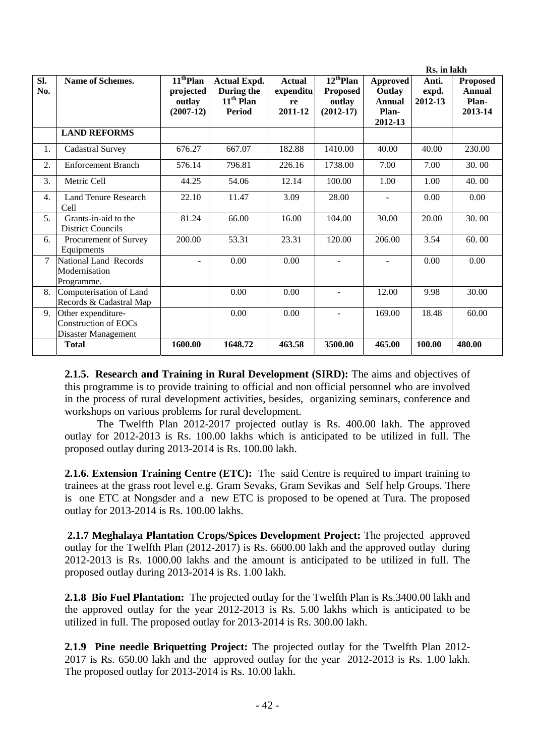Rs. in lakh

| Sl. No. | Name of Schemes. | 11th Plan projected outlay (2007-12) | Actual Expd. During the 11th Plan Period | Actual expenditure 2011-12 | 12th Plan Proposed outlay (2012-17) | Approved Outlay Annual Plan-2012-13 | Anti. expd. 2012-13 | Proposed Annual Plan-2013-14 |
|---|---|---|---|---|---|---|---|---|
| | **LAND REFORMS** | | | | | | | |
| 1. | Cadastral Survey | 676.27 | 667.07 | 182.88 | 1410.00 | 40.00 | 40.00 | 230.00 |
| 2. | Enforcement Branch | 576.14 | 796.81 | 226.16 | 1738.00 | 7.00 | 7.00 | 30. 00 |
| 3. | Metric Cell | 44.25 | 54.06 | 12.14 | 100.00 | 1.00 | 1.00 | 40. 00 |
| 4. | Land Tenure Research Cell | 22.10 | 11.47 | 3.09 | 28.00 | - | 0.00 | 0.00 |
| 5. | Grants-in-aid to the District Councils | 81.24 | 66.00 | 16.00 | 104.00 | 30.00 | 20.00 | 30. 00 |
| 6. | Procurement of Survey Equipments | 200.00 | 53.31 | 23.31 | 120.00 | 206.00 | 3.54 | 60. 00 |
| 7 | National Land Records Modernisation Programme. | - | 0.00 | 0.00 | - | - | 0.00 | 0.00 |
| 8. | Computerisation of Land Records & Cadastral Map | | 0.00 | 0.00 | - | 12.00 | 9.98 | 30.00 |
| 9. | Other expenditure-Construction of EOCs Disaster Management | | 0.00 | 0.00 | - | 169.00 | 18.48 | 60.00 |
| | **Total** | **1600.00** | **1648.72** | **463.58** | **3500.00** | **465.00** | **100.00** | **480.00** |

**2.1.5. Research and Training in Rural Development (SIRD):** The aims and objectives of this programme is to provide training to official and non official personnel who are involved in the process of rural development activities, besides, organizing seminars, conference and workshops on various problems for rural development.

The Twelfth Plan 2012-2017 projected outlay is Rs. 400.00 lakh. The approved outlay for 2012-2013 is Rs. 100.00 lakhs which is anticipated to be utilized in full. The proposed outlay during 2013-2014 is Rs. 100.00 lakh.

**2.1.6. Extension Training Centre (ETC):** The said Centre is required to impart training to trainees at the grass root level e.g. Gram Sevaks, Gram Sevikas and Self help Groups. There is one ETC at Nongsder and a new ETC is proposed to be opened at Tura. The proposed outlay for 2013-2014 is Rs. 100.00 lakhs.

**2.1.7 Meghalaya Plantation Crops/Spices Development Project:** The projected approved outlay for the Twelfth Plan (2012-2017) is Rs. 6600.00 lakh and the approved outlay during 2012-2013 is Rs. 1000.00 lakhs and the amount is anticipated to be utilized in full. The proposed outlay during 2013-2014 is Rs. 1.00 lakh.

**2.1.8 Bio Fuel Plantation:** The projected outlay for the Twelfth Plan is Rs.3400.00 lakh and the approved outlay for the year 2012-2013 is Rs. 5.00 lakhs which is anticipated to be utilized in full. The proposed outlay for 2013-2014 is Rs. 300.00 lakh.

**2.1.9 Pine needle Briquetting Project:** The projected outlay for the Twelfth Plan 2012-2017 is Rs. 650.00 lakh and the approved outlay for the year 2012-2013 is Rs. 1.00 lakh. The proposed outlay for 2013-2014 is Rs. 10.00 lakh.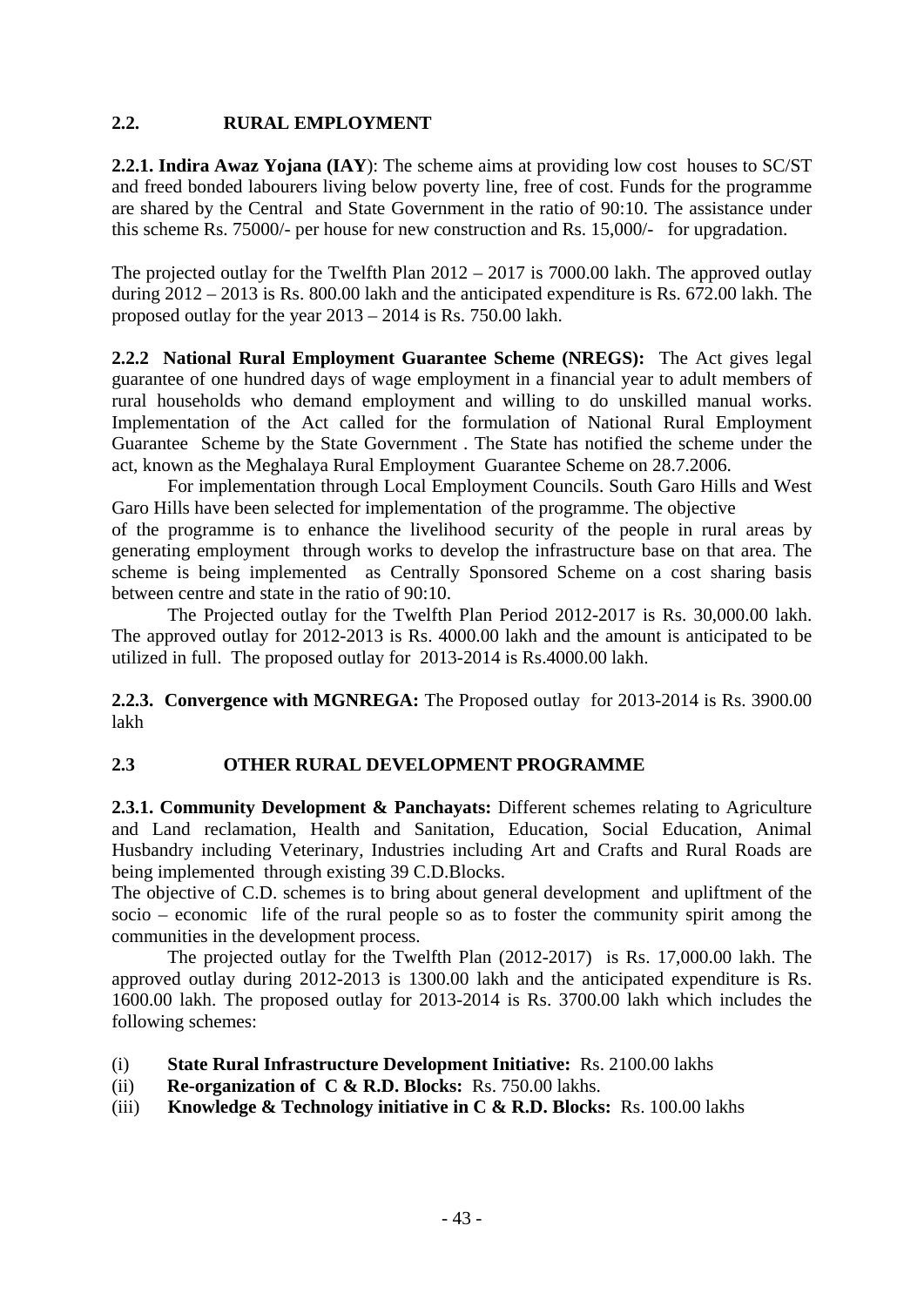## 2.2. RURAL EMPLOYMENT

**2.2.1. Indira Awaz Yojana (IAY**): The scheme aims at providing low cost houses to SC/ST and freed bonded labourers living below poverty line, free of cost. Funds for the programme are shared by the Central and State Government in the ratio of 90:10. The assistance under this scheme Rs. 75000/- per house for new construction and Rs. 15,000/- for upgradation.

The projected outlay for the Twelfth Plan 2012 – 2017 is 7000.00 lakh. The approved outlay during 2012 – 2013 is Rs. 800.00 lakh and the anticipated expenditure is Rs. 672.00 lakh. The proposed outlay for the year 2013 – 2014 is Rs. 750.00 lakh.

**2.2.2 National Rural Employment Guarantee Scheme (NREGS):** The Act gives legal guarantee of one hundred days of wage employment in a financial year to adult members of rural households who demand employment and willing to do unskilled manual works. Implementation of the Act called for the formulation of National Rural Employment Guarantee Scheme by the State Government . The State has notified the scheme under the act, known as the Meghalaya Rural Employment Guarantee Scheme on 28.7.2006.

For implementation through Local Employment Councils. South Garo Hills and West Garo Hills have been selected for implementation of the programme. The objective of the programme is to enhance the livelihood security of the people in rural areas by generating employment through works to develop the infrastructure base on that area. The scheme is being implemented as Centrally Sponsored Scheme on a cost sharing basis between centre and state in the ratio of 90:10.

The Projected outlay for the Twelfth Plan Period 2012-2017 is Rs. 30,000.00 lakh. The approved outlay for 2012-2013 is Rs. 4000.00 lakh and the amount is anticipated to be utilized in full. The proposed outlay for 2013-2014 is Rs.4000.00 lakh.

**2.2.3. Convergence with MGNREGA:** The Proposed outlay for 2013-2014 is Rs. 3900.00 lakh

## 2.3 OTHER RURAL DEVELOPMENT PROGRAMME

**2.3.1. Community Development & Panchayats:** Different schemes relating to Agriculture and Land reclamation, Health and Sanitation, Education, Social Education, Animal Husbandry including Veterinary, Industries including Art and Crafts and Rural Roads are being implemented through existing 39 C.D.Blocks.

The objective of C.D. schemes is to bring about general development and upliftment of the socio – economic life of the rural people so as to foster the community spirit among the communities in the development process.

The projected outlay for the Twelfth Plan (2012-2017) is Rs. 17,000.00 lakh. The approved outlay during 2012-2013 is 1300.00 lakh and the anticipated expenditure is Rs. 1600.00 lakh. The proposed outlay for 2013-2014 is Rs. 3700.00 lakh which includes the following schemes:

(i) **State Rural Infrastructure Development Initiative:** Rs. 2100.00 lakhs
(ii) **Re-organization of C & R.D. Blocks:** Rs. 750.00 lakhs.
(iii) **Knowledge & Technology initiative in C & R.D. Blocks:** Rs. 100.00 lakhs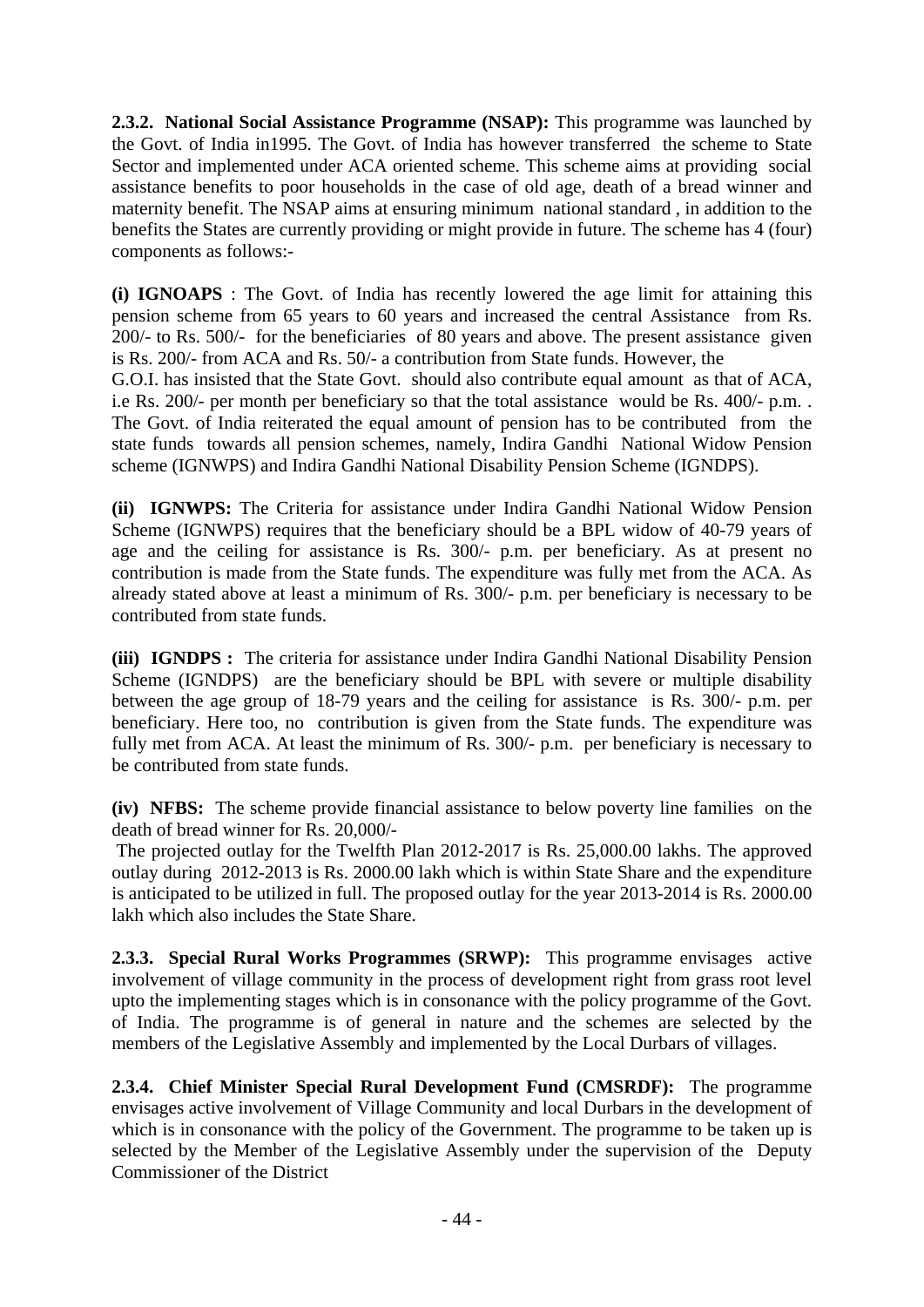**2.3.2. National Social Assistance Programme (NSAP):** This programme was launched by the Govt. of India in1995. The Govt. of India has however transferred the scheme to State Sector and implemented under ACA oriented scheme. This scheme aims at providing social assistance benefits to poor households in the case of old age, death of a bread winner and maternity benefit. The NSAP aims at ensuring minimum national standard , in addition to the benefits the States are currently providing or might provide in future. The scheme has 4 (four) components as follows:-

**(i) IGNOAPS** : The Govt. of India has recently lowered the age limit for attaining this pension scheme from 65 years to 60 years and increased the central Assistance from Rs. 200/- to Rs. 500/- for the beneficiaries of 80 years and above. The present assistance given is Rs. 200/- from ACA and Rs. 50/- a contribution from State funds. However, the G.O.I. has insisted that the State Govt. should also contribute equal amount as that of ACA, i.e Rs. 200/- per month per beneficiary so that the total assistance would be Rs. 400/- p.m. . The Govt. of India reiterated the equal amount of pension has to be contributed from the state funds towards all pension schemes, namely, Indira Gandhi National Widow Pension scheme (IGNWPS) and Indira Gandhi National Disability Pension Scheme (IGNDPS).

**(ii) IGNWPS:** The Criteria for assistance under Indira Gandhi National Widow Pension Scheme (IGNWPS) requires that the beneficiary should be a BPL widow of 40-79 years of age and the ceiling for assistance is Rs. 300/- p.m. per beneficiary. As at present no contribution is made from the State funds. The expenditure was fully met from the ACA. As already stated above at least a minimum of Rs. 300/- p.m. per beneficiary is necessary to be contributed from state funds.

**(iii) IGNDPS :** The criteria for assistance under Indira Gandhi National Disability Pension Scheme (IGNDPS) are the beneficiary should be BPL with severe or multiple disability between the age group of 18-79 years and the ceiling for assistance is Rs. 300/- p.m. per beneficiary. Here too, no contribution is given from the State funds. The expenditure was fully met from ACA. At least the minimum of Rs. 300/- p.m. per beneficiary is necessary to be contributed from state funds.

**(iv) NFBS:** The scheme provide financial assistance to below poverty line families on the death of bread winner for Rs. 20,000/-

The projected outlay for the Twelfth Plan 2012-2017 is Rs. 25,000.00 lakhs. The approved outlay during 2012-2013 is Rs. 2000.00 lakh which is within State Share and the expenditure is anticipated to be utilized in full. The proposed outlay for the year 2013-2014 is Rs. 2000.00 lakh which also includes the State Share.

**2.3.3. Special Rural Works Programmes (SRWP):** This programme envisages active involvement of village community in the process of development right from grass root level upto the implementing stages which is in consonance with the policy programme of the Govt. of India. The programme is of general in nature and the schemes are selected by the members of the Legislative Assembly and implemented by the Local Durbars of villages.

**2.3.4. Chief Minister Special Rural Development Fund (CMSRDF):** The programme envisages active involvement of Village Community and local Durbars in the development of which is in consonance with the policy of the Government. The programme to be taken up is selected by the Member of the Legislative Assembly under the supervision of the Deputy Commissioner of the District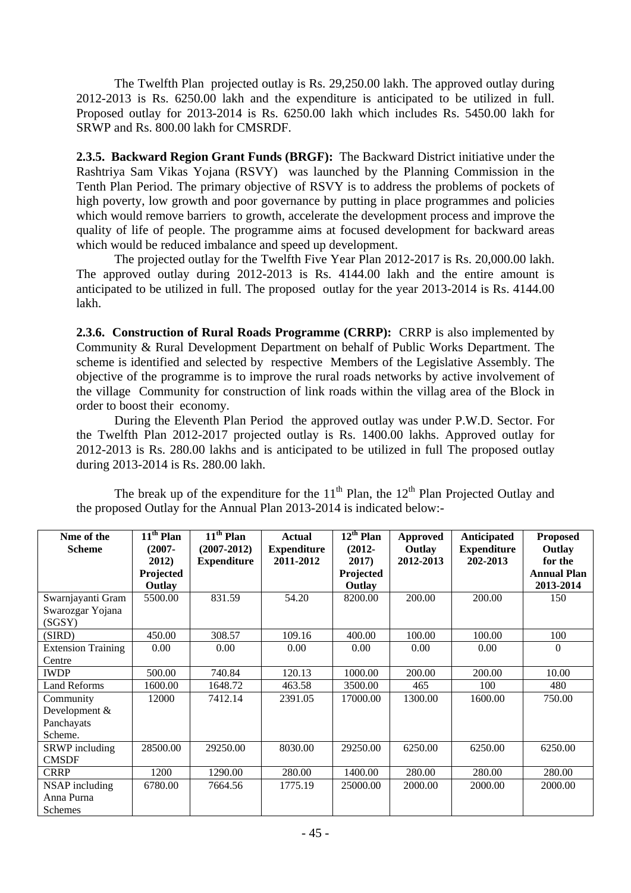The Twelfth Plan projected outlay is Rs. 29,250.00 lakh. The approved outlay during 2012-2013 is Rs. 6250.00 lakh and the expenditure is anticipated to be utilized in full. Proposed outlay for 2013-2014 is Rs. 6250.00 lakh which includes Rs. 5450.00 lakh for SRWP and Rs. 800.00 lakh for CMSRDF.

**2.3.5. Backward Region Grant Funds (BRGF):** The Backward District initiative under the Rashtriya Sam Vikas Yojana (RSVY) was launched by the Planning Commission in the Tenth Plan Period. The primary objective of RSVY is to address the problems of pockets of high poverty, low growth and poor governance by putting in place programmes and policies which would remove barriers to growth, accelerate the development process and improve the quality of life of people. The programme aims at focused development for backward areas which would be reduced imbalance and speed up development.

The projected outlay for the Twelfth Five Year Plan 2012-2017 is Rs. 20,000.00 lakh. The approved outlay during 2012-2013 is Rs. 4144.00 lakh and the entire amount is anticipated to be utilized in full. The proposed outlay for the year 2013-2014 is Rs. 4144.00 lakh.

**2.3.6. Construction of Rural Roads Programme (CRRP):** CRRP is also implemented by Community & Rural Development Department on behalf of Public Works Department. The scheme is identified and selected by respective Members of the Legislative Assembly. The objective of the programme is to improve the rural roads networks by active involvement of the village Community for construction of link roads within the villag area of the Block in order to boost their economy.

During the Eleventh Plan Period the approved outlay was under P.W.D. Sector. For the Twelfth Plan 2012-2017 projected outlay is Rs. 1400.00 lakhs. Approved outlay for 2012-2013 is Rs. 280.00 lakhs and is anticipated to be utilized in full The proposed outlay during 2013-2014 is Rs. 280.00 lakh.

The break up of the expenditure for the 11th Plan, the 12th Plan Projected Outlay and the proposed Outlay for the Annual Plan 2013-2014 is indicated below:-

| Nme of the Scheme | 11th Plan (2007-2012) Projected Outlay | 11th Plan (2007-2012) Expenditure | Actual Expenditure 2011-2012 | 12th Plan (2012-2017) Projected Outlay | Approved Outlay 2012-2013 | Anticipated Expenditure 202-2013 | Proposed Outlay for the Annual Plan 2013-2014 |
|---|---|---|---|---|---|---|---|
| Swarnjayanti Gram Swarozgar Yojana (SGSY) | 5500.00 | 831.59 | 54.20 | 8200.00 | 200.00 | 200.00 | 150 |
| (SIRD) | 450.00 | 308.57 | 109.16 | 400.00 | 100.00 | 100.00 | 100 |
| Extension Training Centre | 0.00 | 0.00 | 0.00 | 0.00 | 0.00 | 0.00 | 0 |
| IWDP | 500.00 | 740.84 | 120.13 | 1000.00 | 200.00 | 200.00 | 10.00 |
| Land Reforms | 1600.00 | 1648.72 | 463.58 | 3500.00 | 465 | 100 | 480 |
| Community Development & Panchayats Scheme. | 12000 | 7412.14 | 2391.05 | 17000.00 | 1300.00 | 1600.00 | 750.00 |
| SRWP including CMSDF | 28500.00 | 29250.00 | 8030.00 | 29250.00 | 6250.00 | 6250.00 | 6250.00 |
| CRRP | 1200 | 1290.00 | 280.00 | 1400.00 | 280.00 | 280.00 | 280.00 |
| NSAP including Anna Purna Schemes | 6780.00 | 7664.56 | 1775.19 | 25000.00 | 2000.00 | 2000.00 | 2000.00 |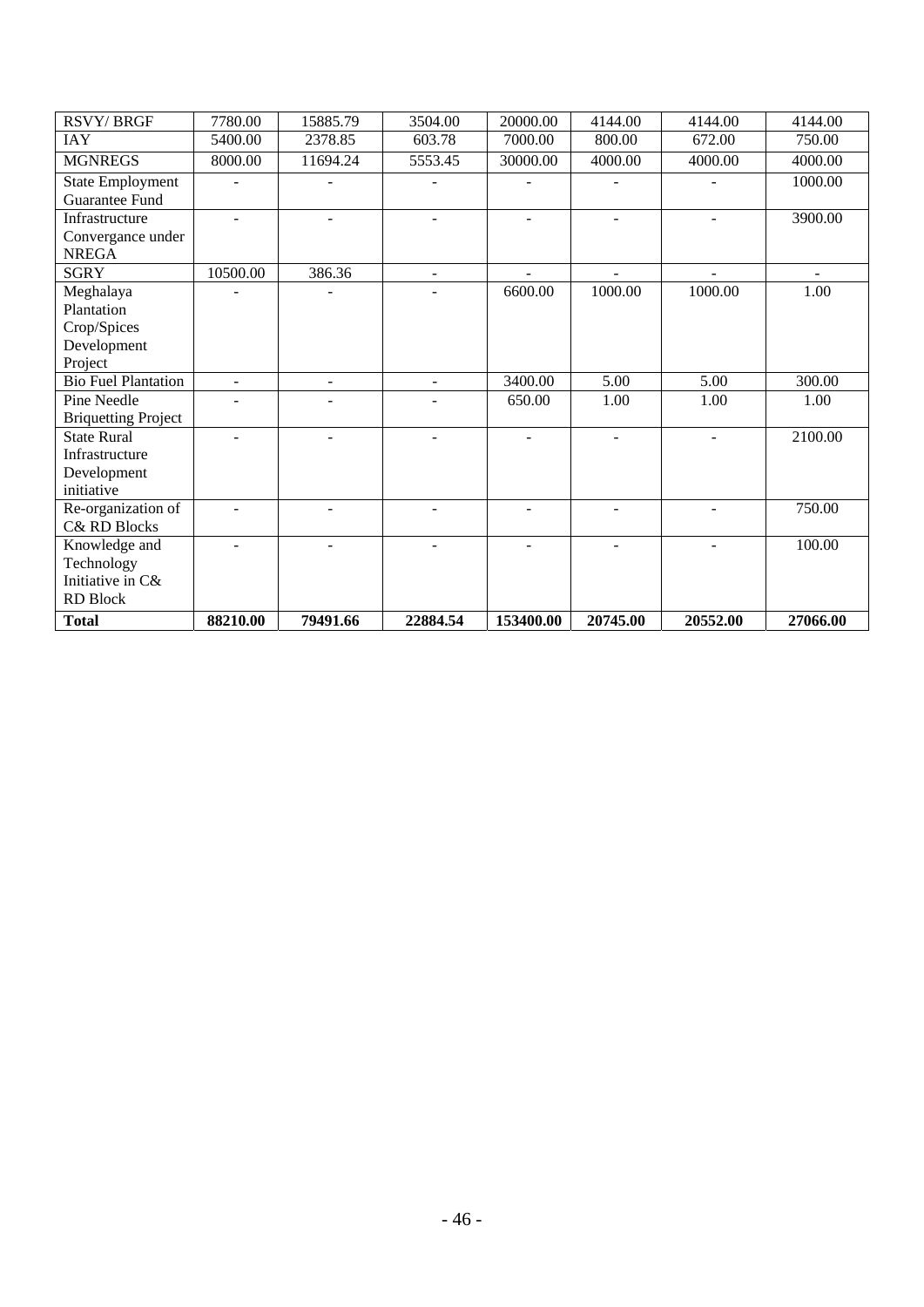| | | | | | | | |
|---|---|---|---|---|---|---|---|
| RSVY/ BRGF | 7780.00 | 15885.79 | 3504.00 | 20000.00 | 4144.00 | 4144.00 | 4144.00 |
| IAY | 5400.00 | 2378.85 | 603.78 | 7000.00 | 800.00 | 672.00 | 750.00 |
| MGNREGS | 8000.00 | 11694.24 | 5553.45 | 30000.00 | 4000.00 | 4000.00 | 4000.00 |
| State Employment Guarantee Fund | - | - | - | - | - | - | 1000.00 |
| Infrastructure Convergance under NREGA | - | - | - | - | - | - | 3900.00 |
| SGRY | 10500.00 | 386.36 | - | - | - | - | - |
| Meghalaya Plantation Crop/Spices Development Project | - | - | - | 6600.00 | 1000.00 | 1000.00 | 1.00 |
| Bio Fuel Plantation | - | - | - | 3400.00 | 5.00 | 5.00 | 300.00 |
| Pine Needle Briquetting Project | - | - | - | 650.00 | 1.00 | 1.00 | 1.00 |
| State Rural Infrastructure Development initiative | - | - | - | - | - | - | 2100.00 |
| Re-organization of C& RD Blocks | - | - | - | - | - | - | 750.00 |
| Knowledge and Technology Initiative in C& RD Block | - | - | - | - | - | - | 100.00 |
| **Total** | **88210.00** | **79491.66** | **22884.54** | **153400.00** | **20745.00** | **20552.00** | **27066.00** |